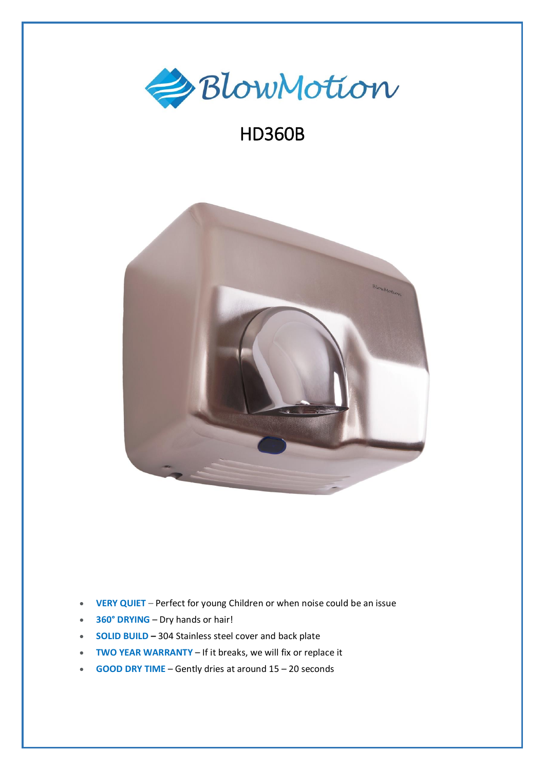# BlowMotion

## HD360B

- **VERY QUIET** – Perfect for young Children or when noise could be an issue
- **360° DRYING** – Dry hands or hair!
- **SOLID BUILD –** 304 Stainless steel cover and back plate
- **TWO YEAR WARRANTY** – If it breaks, we will fix or replace it
- **GOOD DRY TIME** – Gently dries at around 15 – 20 seconds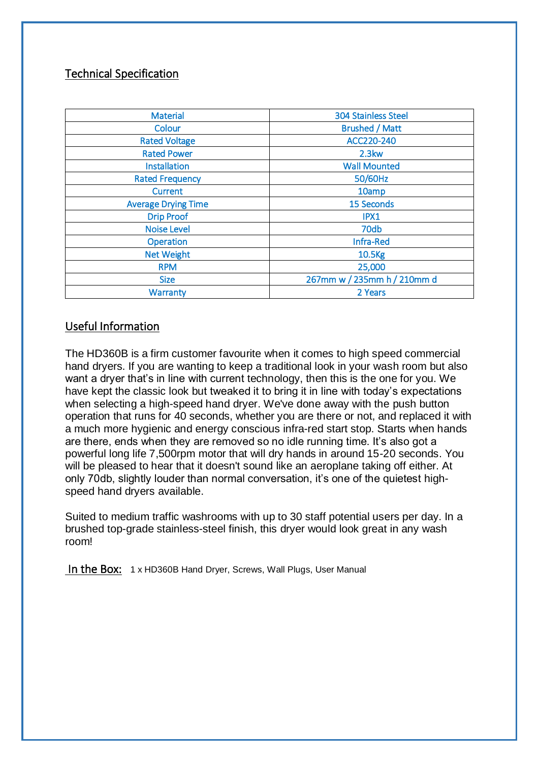## Technical Specification

| | |
|---|---|
| Material | 304 Stainless Steel |
| Colour | Brushed / Matt |
| Rated Voltage | ACC220-240 |
| Rated Power | 2.3kw |
| Installation | Wall Mounted |
| Rated Frequency | 50/60Hz |
| Current | 10amp |
| Average Drying Time | 15 Seconds |
| Drip Proof | IPX1 |
| Noise Level | 70db |
| Operation | Infra-Red |
| Net Weight | 10.5Kg |
| RPM | 25,000 |
| Size | 267mm w / 235mm h / 210mm d |
| Warranty | 2 Years |

## Useful Information

The HD360B is a firm customer favourite when it comes to high speed commercial hand dryers. If you are wanting to keep a traditional look in your wash room but also want a dryer that's in line with current technology, then this is the one for you. We have kept the classic look but tweaked it to bring it in line with today's expectations when selecting a high-speed hand dryer. We've done away with the push button operation that runs for 40 seconds, whether you are there or not, and replaced it with a much more hygienic and energy conscious infra-red start stop. Starts when hands are there, ends when they are removed so no idle running time. It's also got a powerful long life 7,500rpm motor that will dry hands in around 15-20 seconds. You will be pleased to hear that it doesn't sound like an aeroplane taking off either. At only 70db, slightly louder than normal conversation, it's one of the quietest high-speed hand dryers available.

Suited to medium traffic washrooms with up to 30 staff potential users per day. In a brushed top-grade stainless-steel finish, this dryer would look great in any wash room!

In the Box: 1 x HD360B Hand Dryer, Screws, Wall Plugs, User Manual